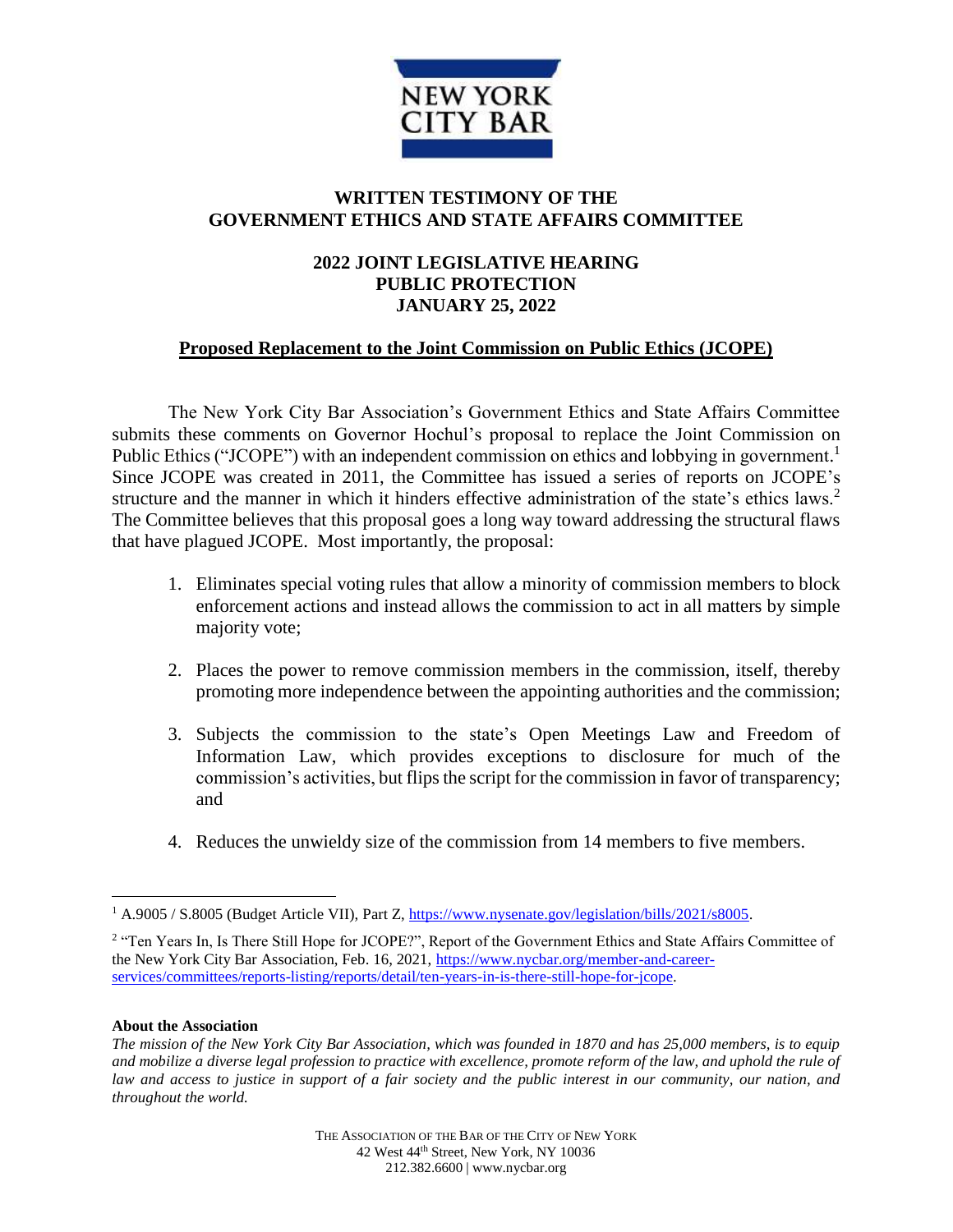NEW YORK CITY BAR

# WRITTEN TESTIMONY OF THE GOVERNMENT ETHICS AND STATE AFFAIRS COMMITTEE

## 2022 JOINT LEGISLATIVE HEARING PUBLIC PROTECTION JANUARY 25, 2022

### Proposed Replacement to the Joint Commission on Public Ethics (JCOPE)

The New York City Bar Association's Government Ethics and State Affairs Committee submits these comments on Governor Hochul's proposal to replace the Joint Commission on Public Ethics ("JCOPE") with an independent commission on ethics and lobbying in government.[1] Since JCOPE was created in 2011, the Committee has issued a series of reports on JCOPE's structure and the manner in which it hinders effective administration of the state's ethics laws.[2] The Committee believes that this proposal goes a long way toward addressing the structural flaws that have plagued JCOPE. Most importantly, the proposal:

1. Eliminates special voting rules that allow a minority of commission members to block enforcement actions and instead allows the commission to act in all matters by simple majority vote;

2. Places the power to remove commission members in the commission, itself, thereby promoting more independence between the appointing authorities and the commission;

3. Subjects the commission to the state's Open Meetings Law and Freedom of Information Law, which provides exceptions to disclosure for much of the commission's activities, but flips the script for the commission in favor of transparency; and

4. Reduces the unwieldy size of the commission from 14 members to five members.

---

[1] A.9005 / S.8005 (Budget Article VII), Part Z, https://www.nysenate.gov/legislation/bills/2021/s8005.

[2] "Ten Years In, Is There Still Hope for JCOPE?", Report of the Government Ethics and State Affairs Committee of the New York City Bar Association, Feb. 16, 2021, https://www.nycbar.org/member-and-career-services/committees/reports-listing/reports/detail/ten-years-in-is-there-still-hope-for-jcope.

**About the Association**

*The mission of the New York City Bar Association, which was founded in 1870 and has 25,000 members, is to equip and mobilize a diverse legal profession to practice with excellence, promote reform of the law, and uphold the rule of law and access to justice in support of a fair society and the public interest in our community, our nation, and throughout the world.*

THE ASSOCIATION OF THE BAR OF THE CITY OF NEW YORK
42 West 44th Street, New York, NY 10036
212.382.6600 | www.nycbar.org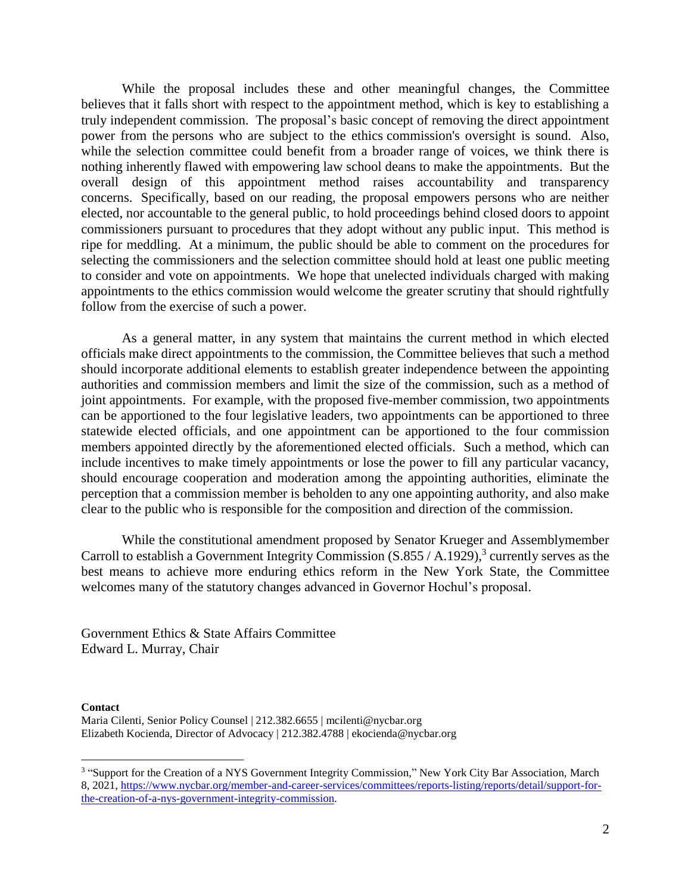While the proposal includes these and other meaningful changes, the Committee believes that it falls short with respect to the appointment method, which is key to establishing a truly independent commission. The proposal's basic concept of removing the direct appointment power from the persons who are subject to the ethics commission's oversight is sound. Also, while the selection committee could benefit from a broader range of voices, we think there is nothing inherently flawed with empowering law school deans to make the appointments. But the overall design of this appointment method raises accountability and transparency concerns. Specifically, based on our reading, the proposal empowers persons who are neither elected, nor accountable to the general public, to hold proceedings behind closed doors to appoint commissioners pursuant to procedures that they adopt without any public input. This method is ripe for meddling. At a minimum, the public should be able to comment on the procedures for selecting the commissioners and the selection committee should hold at least one public meeting to consider and vote on appointments. We hope that unelected individuals charged with making appointments to the ethics commission would welcome the greater scrutiny that should rightfully follow from the exercise of such a power.

As a general matter, in any system that maintains the current method in which elected officials make direct appointments to the commission, the Committee believes that such a method should incorporate additional elements to establish greater independence between the appointing authorities and commission members and limit the size of the commission, such as a method of joint appointments. For example, with the proposed five-member commission, two appointments can be apportioned to the four legislative leaders, two appointments can be apportioned to three statewide elected officials, and one appointment can be apportioned to the four commission members appointed directly by the aforementioned elected officials. Such a method, which can include incentives to make timely appointments or lose the power to fill any particular vacancy, should encourage cooperation and moderation among the appointing authorities, eliminate the perception that a commission member is beholden to any one appointing authority, and also make clear to the public who is responsible for the composition and direction of the commission.

While the constitutional amendment proposed by Senator Krueger and Assemblymember Carroll to establish a Government Integrity Commission (S.855 / A.1929),[3] currently serves as the best means to achieve more enduring ethics reform in the New York State, the Committee welcomes many of the statutory changes advanced in Governor Hochul's proposal.

Government Ethics & State Affairs Committee
Edward L. Murray, Chair

**Contact**
Maria Cilenti, Senior Policy Counsel | 212.382.6655 | mcilenti@nycbar.org
Elizabeth Kocienda, Director of Advocacy | 212.382.4788 | ekocienda@nycbar.org

[3] "Support for the Creation of a NYS Government Integrity Commission," New York City Bar Association, March 8, 2021, https://www.nycbar.org/member-and-career-services/committees/reports-listing/reports/detail/support-for-the-creation-of-a-nys-government-integrity-commission.